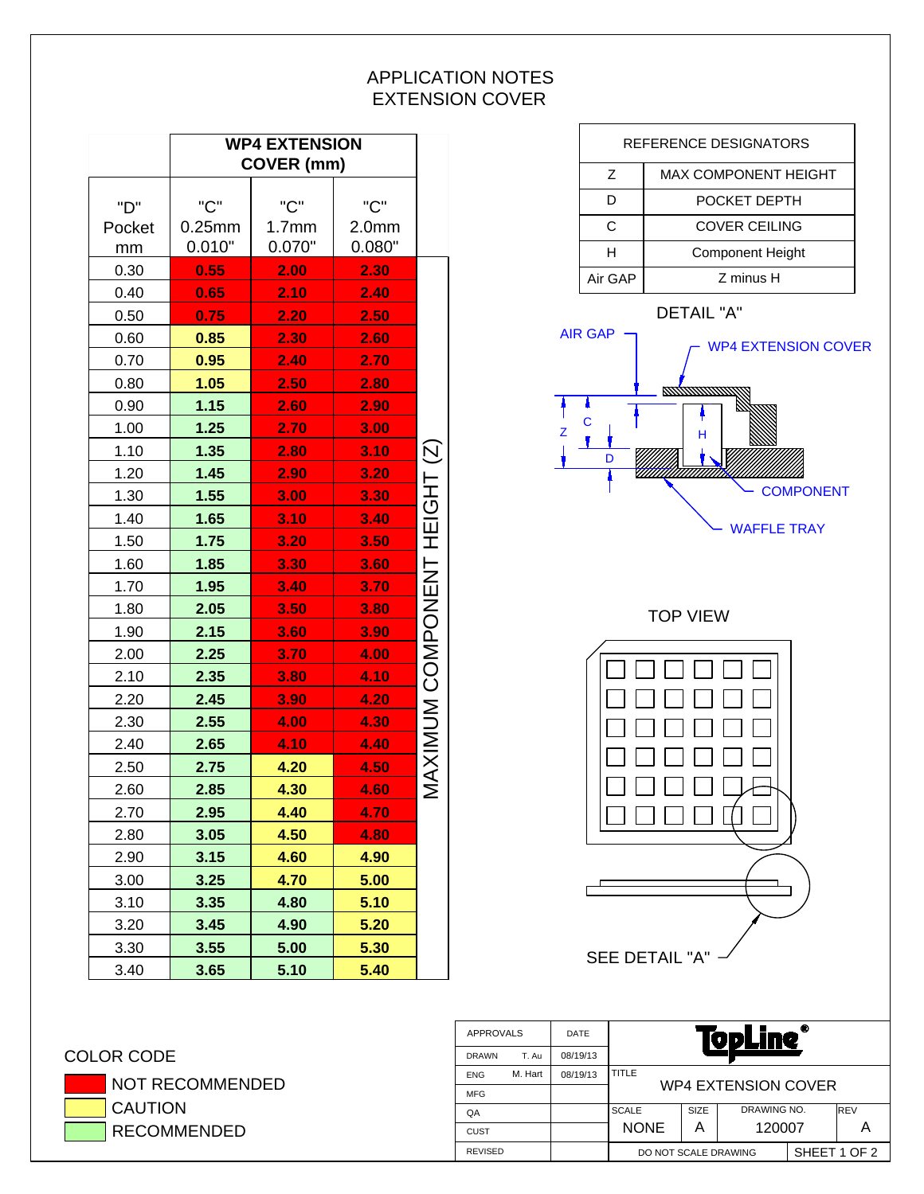# APPLICATION NOTES
## EXTENSION COVER

| "D" Pocket mm | WP4 EXTENSION COVER (mm) "C" 0.25mm 0.010" | "C" 1.7mm 0.070" | "C" 2.0mm 0.080" |
|---|---|---|---|
| 0.30 | 0.55 | 2.00 | 2.30 |
| 0.40 | 0.65 | 2.10 | 2.40 |
| 0.50 | 0.75 | 2.20 | 2.50 |
| 0.60 | 0.85 | 2.30 | 2.60 |
| 0.70 | 0.95 | 2.40 | 2.70 |
| 0.80 | 1.05 | 2.50 | 2.80 |
| 0.90 | 1.15 | 2.60 | 2.90 |
| 1.00 | 1.25 | 2.70 | 3.00 |
| 1.10 | 1.35 | 2.80 | 3.10 |
| 1.20 | 1.45 | 2.90 | 3.20 |
| 1.30 | 1.55 | 3.00 | 3.30 |
| 1.40 | 1.65 | 3.10 | 3.40 |
| 1.50 | 1.75 | 3.20 | 3.50 |
| 1.60 | 1.85 | 3.30 | 3.60 |
| 1.70 | 1.95 | 3.40 | 3.70 |
| 1.80 | 2.05 | 3.50 | 3.80 |
| 1.90 | 2.15 | 3.60 | 3.90 |
| 2.00 | 2.25 | 3.70 | 4.00 |
| 2.10 | 2.35 | 3.80 | 4.10 |
| 2.20 | 2.45 | 3.90 | 4.20 |
| 2.30 | 2.55 | 4.00 | 4.30 |
| 2.40 | 2.65 | 4.10 | 4.40 |
| 2.50 | 2.75 | 4.20 | 4.50 |
| 2.60 | 2.85 | 4.30 | 4.60 |
| 2.70 | 2.95 | 4.40 | 4.70 |
| 2.80 | 3.05 | 4.50 | 4.80 |
| 2.90 | 3.15 | 4.60 | 4.90 |
| 3.00 | 3.25 | 4.70 | 5.00 |
| 3.10 | 3.35 | 4.80 | 5.10 |
| 3.20 | 3.45 | 4.90 | 5.20 |
| 3.30 | 3.55 | 5.00 | 5.30 |
| 3.40 | 3.65 | 5.10 | 5.40 |

MAXIMUM COMPONENT HEIGHT (Z)

COLOR CODE
- NOT RECOMMENDED
- CAUTION
- RECOMMENDED

| REFERENCE DESIGNATORS | |
|---|---|
| Z | MAX COMPONENT HEIGHT |
| D | POCKET DEPTH |
| C | COVER CEILING |
| H | Component Height |
| Air GAP | Z minus H |

DETAIL "A"

AIR GAP
WP4 EXTENSION COVER
Z
C
D
H
COMPONENT
WAFFLE TRAY

TOP VIEW

SEE DETAIL "A"

| APPROVALS | | DATE |
|---|---|---|
| DRAWN | T. Au | 08/19/13 |
| ENG | M. Hart | 08/19/13 |
| MFG | | |
| QA | | |
| CUST | | |
| REVISED | | |

TopLine®

TITLE: WP4 EXTENSION COVER

| SCALE | SIZE | DRAWING NO. | REV |
|---|---|---|---|
| NONE | A | 120007 | A |

DO NOT SCALE DRAWING | SHEET 1 OF 2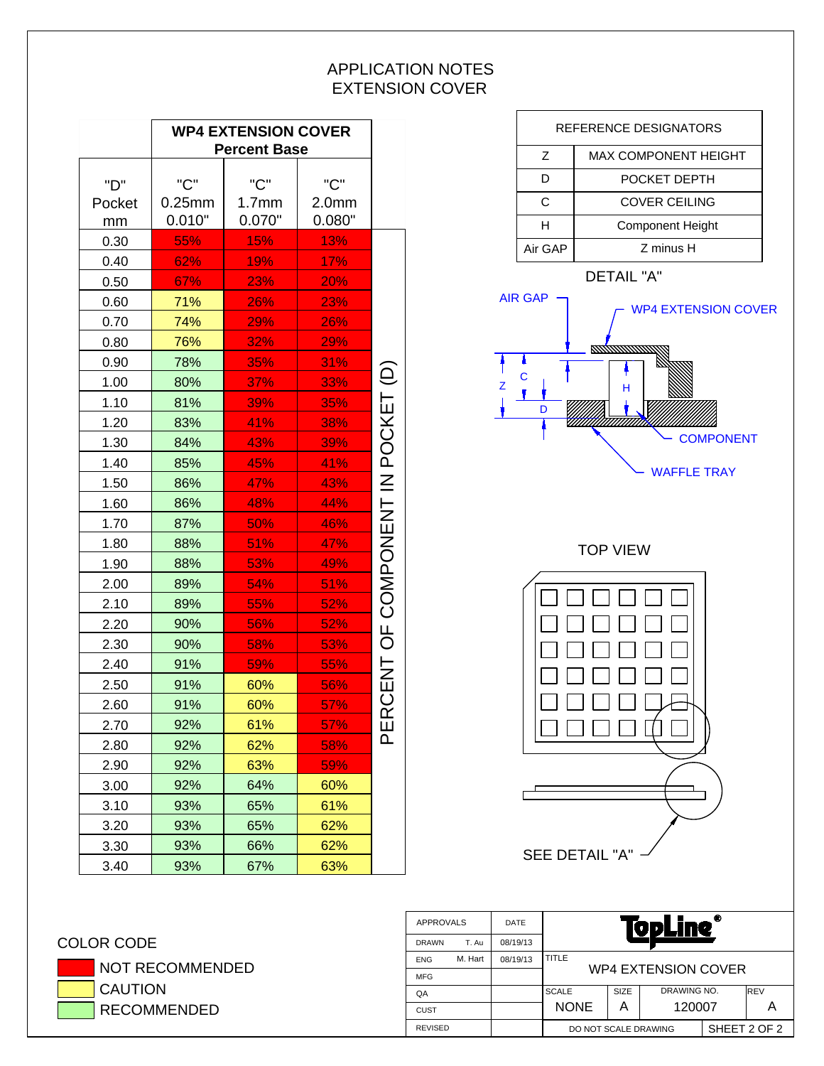# APPLICATION NOTES
# EXTENSION COVER

| "D" Pocket mm | WP4 EXTENSION COVER Percent Base "C" 0.25mm 0.010" | "C" 1.7mm 0.070" | "C" 2.0mm 0.080" |
|---|---|---|---|
| 0.30 | 55% | 15% | 13% |
| 0.40 | 62% | 19% | 17% |
| 0.50 | 67% | 23% | 20% |
| 0.60 | 71% | 26% | 23% |
| 0.70 | 74% | 29% | 26% |
| 0.80 | 76% | 32% | 29% |
| 0.90 | 78% | 35% | 31% |
| 1.00 | 80% | 37% | 33% |
| 1.10 | 81% | 39% | 35% |
| 1.20 | 83% | 41% | 38% |
| 1.30 | 84% | 43% | 39% |
| 1.40 | 85% | 45% | 41% |
| 1.50 | 86% | 47% | 43% |
| 1.60 | 86% | 48% | 44% |
| 1.70 | 87% | 50% | 46% |
| 1.80 | 88% | 51% | 47% |
| 1.90 | 88% | 53% | 49% |
| 2.00 | 89% | 54% | 51% |
| 2.10 | 89% | 55% | 52% |
| 2.20 | 90% | 56% | 52% |
| 2.30 | 90% | 58% | 53% |
| 2.40 | 91% | 59% | 55% |
| 2.50 | 91% | 60% | 56% |
| 2.60 | 91% | 60% | 57% |
| 2.70 | 92% | 61% | 57% |
| 2.80 | 92% | 62% | 58% |
| 2.90 | 92% | 63% | 59% |
| 3.00 | 92% | 64% | 60% |
| 3.10 | 93% | 65% | 61% |
| 3.20 | 93% | 65% | 62% |
| 3.30 | 93% | 66% | 62% |
| 3.40 | 93% | 67% | 63% |

PERCENT OF COMPONENT IN POCKET (D)

| REFERENCE DESIGNATORS | |
|---|---|
| Z | MAX COMPONENT HEIGHT |
| D | POCKET DEPTH |
| C | COVER CEILING |
| H | Component Height |
| Air GAP | Z minus H |

DETAIL "A"

AIR GAP
WP4 EXTENSION COVER
Z
C
D
H
COMPONENT
WAFFLE TRAY

TOP VIEW

SEE DETAIL "A"

COLOR CODE

- NOT RECOMMENDED
- CAUTION
- RECOMMENDED

| APPROVALS | | DATE |
|---|---|---|
| DRAWN | T. Au | 08/19/13 |
| ENG | M. Hart | 08/19/13 |
| MFG | | |
| QA | | |
| CUST | | |
| REVISED | | |

TopLine®

TITLE: WP4 EXTENSION COVER

| SCALE | SIZE | DRAWING NO. | REV |
|---|---|---|---|
| NONE | A | 120007 | A |

DO NOT SCALE DRAWING — SHEET 2 OF 2